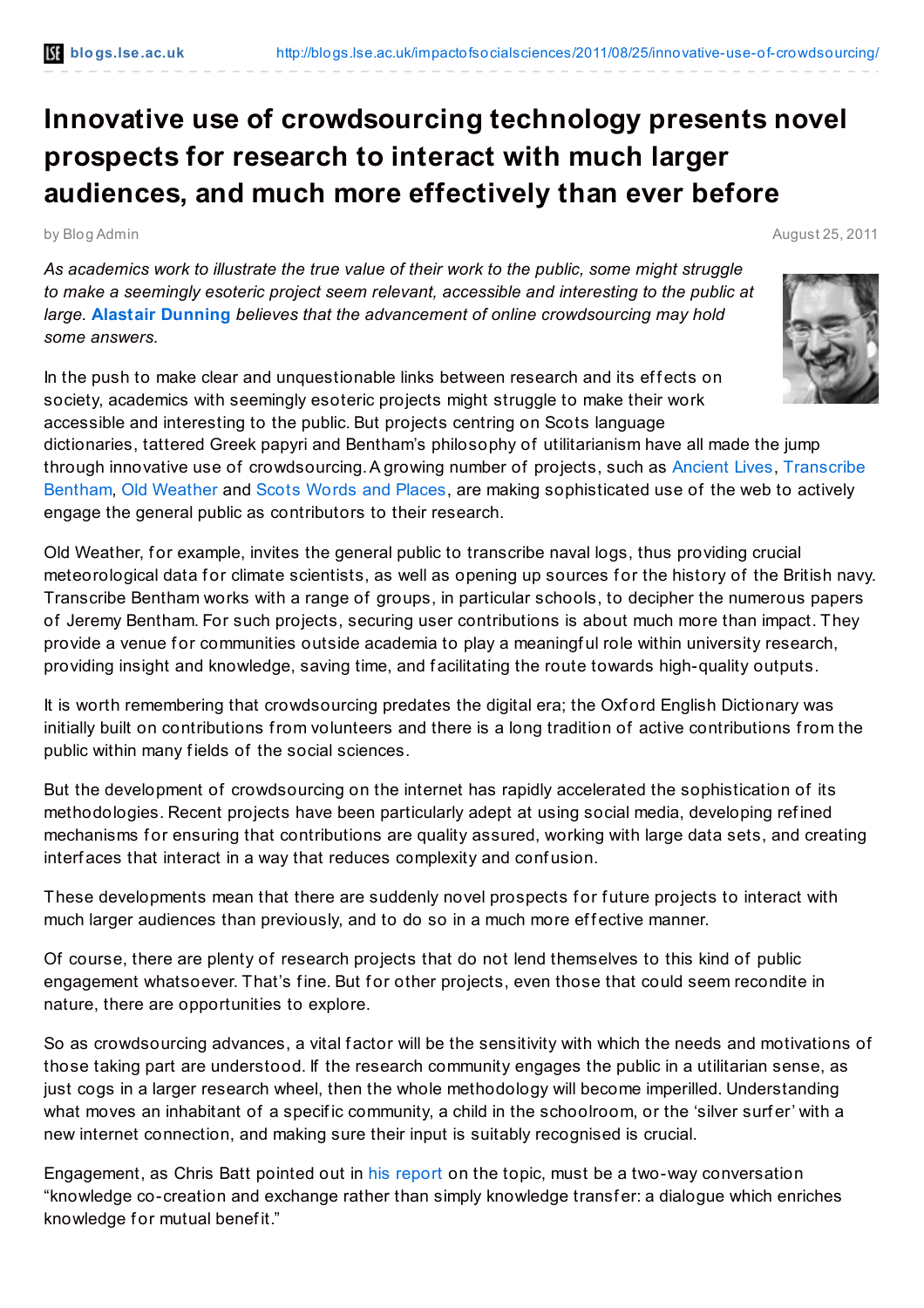# Innovative use of crowdsourcing technology presents novel prospects for research to interact with much larger audiences, and much more effectively than ever before

by Blog Admin

August 25, 2011

*As academics work to illustrate the true value of their work to the public, some might struggle to make a seemingly esoteric project seem relevant, accessible and interesting to the public at large.* **Alastair Dunning** *believes that the advancement of online crowdsourcing may hold some answers.*

In the push to make clear and unquestionable links between research and its effects on society, academics with seemingly esoteric projects might struggle to make their work accessible and interesting to the public. But projects centring on Scots language dictionaries, tattered Greek papyri and Bentham's philosophy of utilitarianism have all made the jump through innovative use of crowdsourcing. A growing number of projects, such as Ancient Lives, Transcribe Bentham, Old Weather and Scots Words and Places, are making sophisticated use of the web to actively engage the general public as contributors to their research.

Old Weather, for example, invites the general public to transcribe naval logs, thus providing crucial meteorological data for climate scientists, as well as opening up sources for the history of the British navy. Transcribe Bentham works with a range of groups, in particular schools, to decipher the numerous papers of Jeremy Bentham. For such projects, securing user contributions is about much more than impact. They provide a venue for communities outside academia to play a meaningful role within university research, providing insight and knowledge, saving time, and facilitating the route towards high-quality outputs.

It is worth remembering that crowdsourcing predates the digital era; the Oxford English Dictionary was initially built on contributions from volunteers and there is a long tradition of active contributions from the public within many fields of the social sciences.

But the development of crowdsourcing on the internet has rapidly accelerated the sophistication of its methodologies. Recent projects have been particularly adept at using social media, developing refined mechanisms for ensuring that contributions are quality assured, working with large data sets, and creating interfaces that interact in a way that reduces complexity and confusion.

These developments mean that there are suddenly novel prospects for future projects to interact with much larger audiences than previously, and to do so in a much more effective manner.

Of course, there are plenty of research projects that do not lend themselves to this kind of public engagement whatsoever. That's fine. But for other projects, even those that could seem recondite in nature, there are opportunities to explore.

So as crowdsourcing advances, a vital factor will be the sensitivity with which the needs and motivations of those taking part are understood. If the research community engages the public in a utilitarian sense, as just cogs in a larger research wheel, then the whole methodology will become imperilled. Understanding what moves an inhabitant of a specific community, a child in the schoolroom, or the 'silver surfer' with a new internet connection, and making sure their input is suitably recognised is crucial.

Engagement, as Chris Batt pointed out in his report on the topic, must be a two-way conversation "knowledge co-creation and exchange rather than simply knowledge transfer: a dialogue which enriches knowledge for mutual benefit."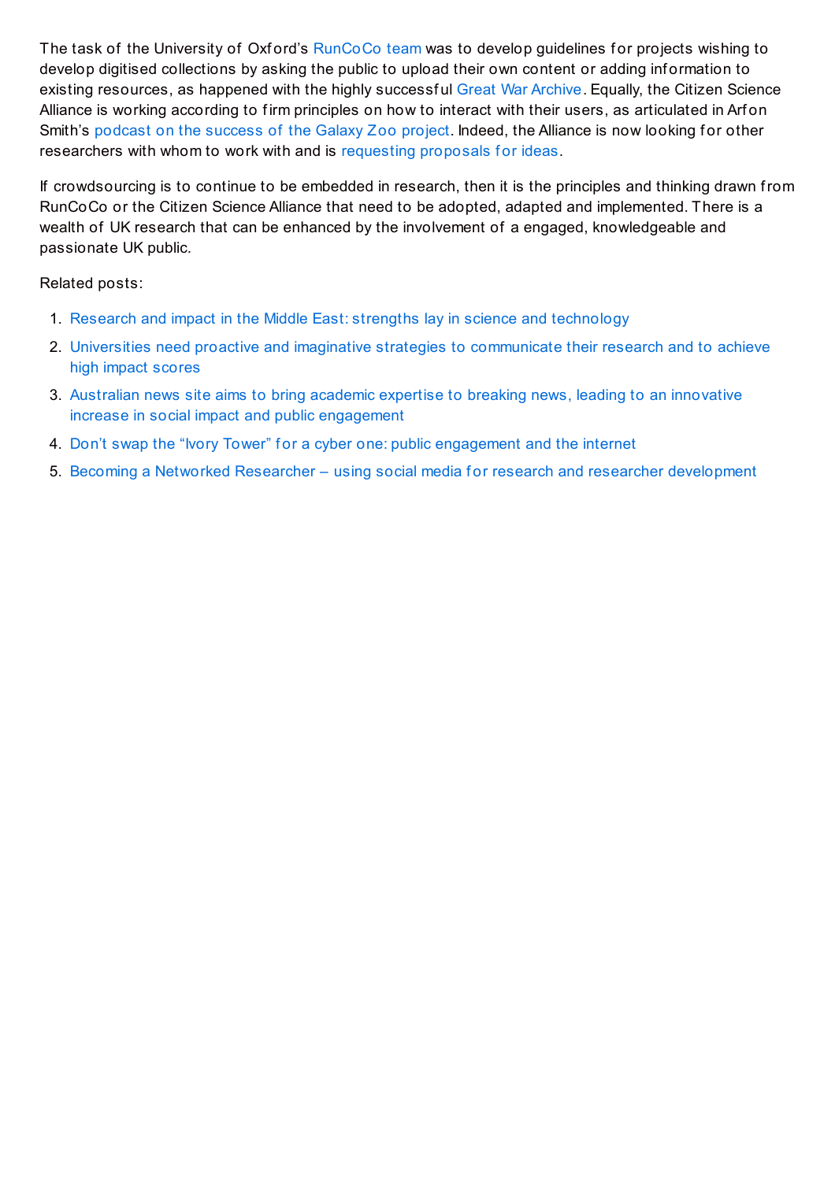The task of the University of Oxford's RunCoCo team was to develop guidelines for projects wishing to develop digitised collections by asking the public to upload their own content or adding information to existing resources, as happened with the highly successful Great War Archive. Equally, the Citizen Science Alliance is working according to firm principles on how to interact with their users, as articulated in Arfon Smith's podcast on the success of the Galaxy Zoo project. Indeed, the Alliance is now looking for other researchers with whom to work with and is requesting proposals for ideas.

If crowdsourcing is to continue to be embedded in research, then it is the principles and thinking drawn from RunCoCo or the Citizen Science Alliance that need to be adopted, adapted and implemented. There is a wealth of UK research that can be enhanced by the involvement of a engaged, knowledgeable and passionate UK public.

Related posts:

1. Research and impact in the Middle East: strengths lay in science and technology
2. Universities need proactive and imaginative strategies to communicate their research and to achieve high impact scores
3. Australian news site aims to bring academic expertise to breaking news, leading to an innovative increase in social impact and public engagement
4. Don't swap the "Ivory Tower" for a cyber one: public engagement and the internet
5. Becoming a Networked Researcher – using social media for research and researcher development